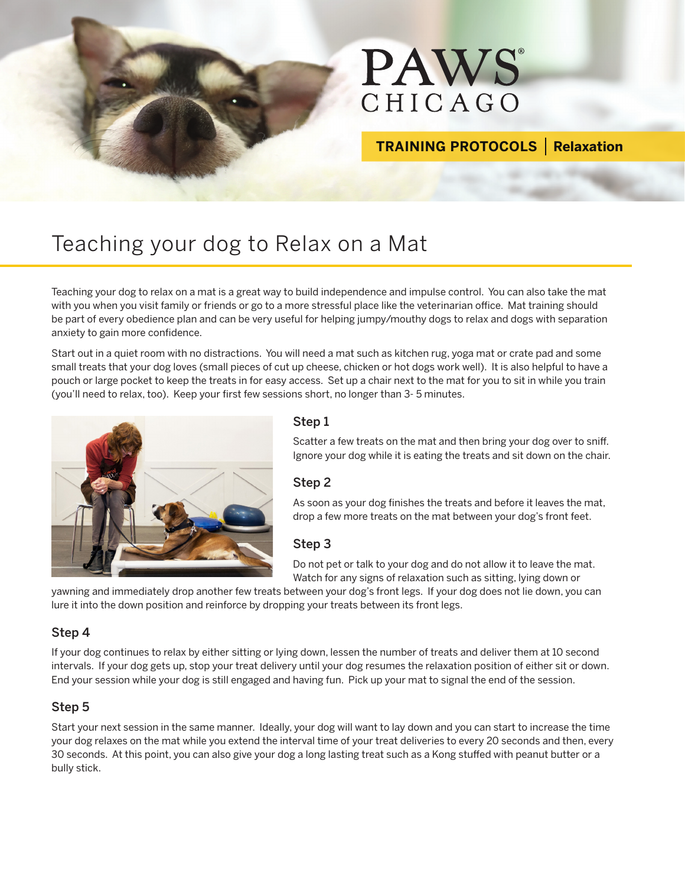PAWS® CHICAGO

**TRAINING PROTOCOLS | Relaxation**

# Teaching your dog to Relax on a Mat

Teaching your dog to relax on a mat is a great way to build independence and impulse control. You can also take the mat with you when you visit family or friends or go to a more stressful place like the veterinarian office. Mat training should be part of every obedience plan and can be very useful for helping jumpy/mouthy dogs to relax and dogs with separation anxiety to gain more confidence.

Start out in a quiet room with no distractions. You will need a mat such as kitchen rug, yoga mat or crate pad and some small treats that your dog loves (small pieces of cut up cheese, chicken or hot dogs work well). It is also helpful to have a pouch or large pocket to keep the treats in for easy access. Set up a chair next to the mat for you to sit in while you train (you'll need to relax, too). Keep your first few sessions short, no longer than 3- 5 minutes.

### Step 1

Scatter a few treats on the mat and then bring your dog over to sniff. Ignore your dog while it is eating the treats and sit down on the chair.

### Step 2

As soon as your dog finishes the treats and before it leaves the mat, drop a few more treats on the mat between your dog's front feet.

### Step 3

Do not pet or talk to your dog and do not allow it to leave the mat. Watch for any signs of relaxation such as sitting, lying down or yawning and immediately drop another few treats between your dog's front legs. If your dog does not lie down, you can lure it into the down position and reinforce by dropping your treats between its front legs.

### Step 4

If your dog continues to relax by either sitting or lying down, lessen the number of treats and deliver them at 10 second intervals. If your dog gets up, stop your treat delivery until your dog resumes the relaxation position of either sit or down. End your session while your dog is still engaged and having fun. Pick up your mat to signal the end of the session.

### Step 5

Start your next session in the same manner. Ideally, your dog will want to lay down and you can start to increase the time your dog relaxes on the mat while you extend the interval time of your treat deliveries to every 20 seconds and then, every 30 seconds. At this point, you can also give your dog a long lasting treat such as a Kong stuffed with peanut butter or a bully stick.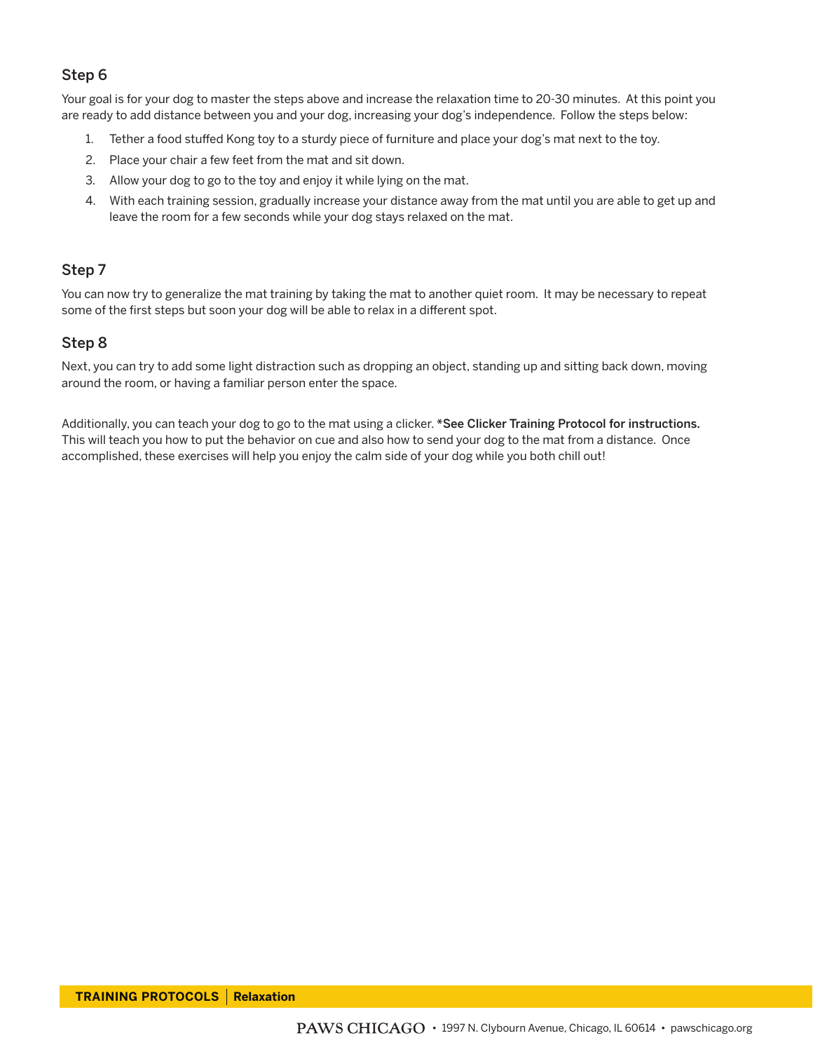## Step 6

Your goal is for your dog to master the steps above and increase the relaxation time to 20-30 minutes. At this point you are ready to add distance between you and your dog, increasing your dog's independence. Follow the steps below:

1. Tether a food stuffed Kong toy to a sturdy piece of furniture and place your dog's mat next to the toy.
2. Place your chair a few feet from the mat and sit down.
3. Allow your dog to go to the toy and enjoy it while lying on the mat.
4. With each training session, gradually increase your distance away from the mat until you are able to get up and leave the room for a few seconds while your dog stays relaxed on the mat.

## Step 7

You can now try to generalize the mat training by taking the mat to another quiet room. It may be necessary to repeat some of the first steps but soon your dog will be able to relax in a different spot.

## Step 8

Next, you can try to add some light distraction such as dropping an object, standing up and sitting back down, moving around the room, or having a familiar person enter the space.

Additionally, you can teach your dog to go to the mat using a clicker. **\*See Clicker Training Protocol for instructions.** This will teach you how to put the behavior on cue and also how to send your dog to the mat from a distance. Once accomplished, these exercises will help you enjoy the calm side of your dog while you both chill out!